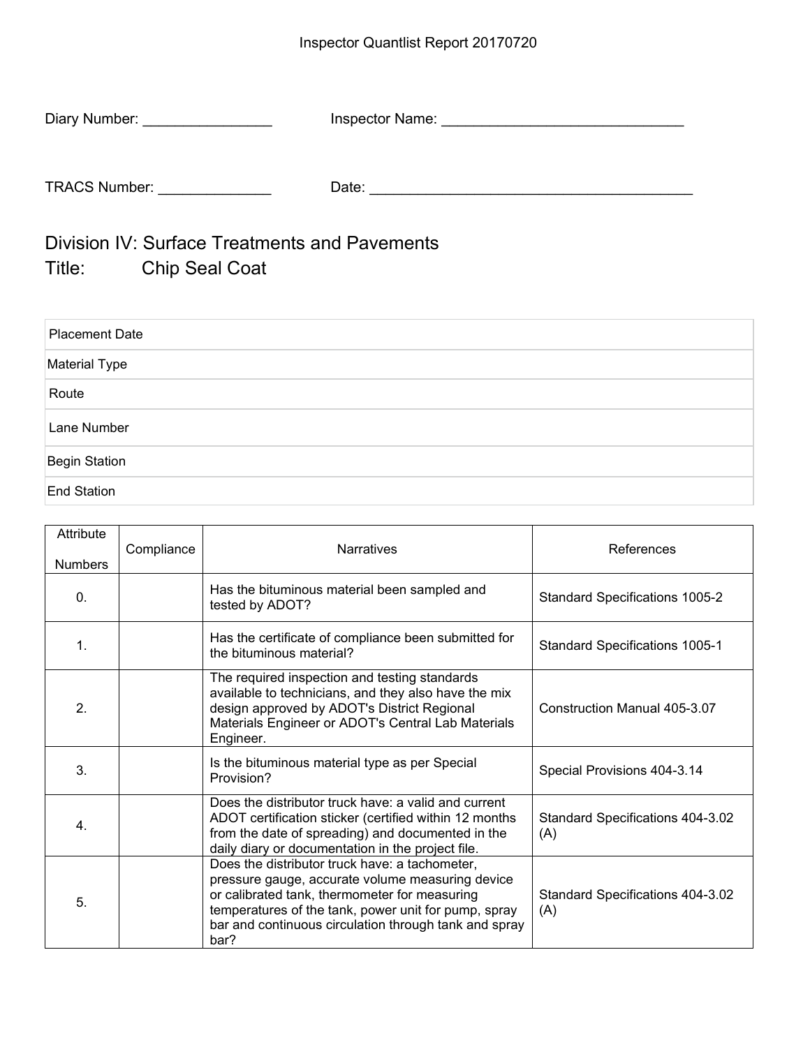Inspector Quantlist Report 20170720

Diary Number: ________________ Inspector Name: ______________________________

TRACS Number: ______________ Date: ________________________________________

# Division IV: Surface Treatments and Pavements

## Title: Chip Seal Coat

| | |
|---|---|
| Placement Date | |
| Material Type | |
| Route | |
| Lane Number | |
| Begin Station | |
| End Station | |

| Attribute Numbers | Compliance | Narratives | References |
|---|---|---|---|
| 0. | | Has the bituminous material been sampled and tested by ADOT? | Standard Specifications 1005-2 |
| 1. | | Has the certificate of compliance been submitted for the bituminous material? | Standard Specifications 1005-1 |
| 2. | | The required inspection and testing standards available to technicians, and they also have the mix design approved by ADOT's District Regional Materials Engineer or ADOT's Central Lab Materials Engineer. | Construction Manual 405-3.07 |
| 3. | | Is the bituminous material type as per Special Provision? | Special Provisions 404-3.14 |
| 4. | | Does the distributor truck have: a valid and current ADOT certification sticker (certified within 12 months from the date of spreading) and documented in the daily diary or documentation in the project file. | Standard Specifications 404-3.02 (A) |
| 5. | | Does the distributor truck have: a tachometer, pressure gauge, accurate volume measuring device or calibrated tank, thermometer for measuring temperatures of the tank, power unit for pump, spray bar and continuous circulation through tank and spray bar? | Standard Specifications 404-3.02 (A) |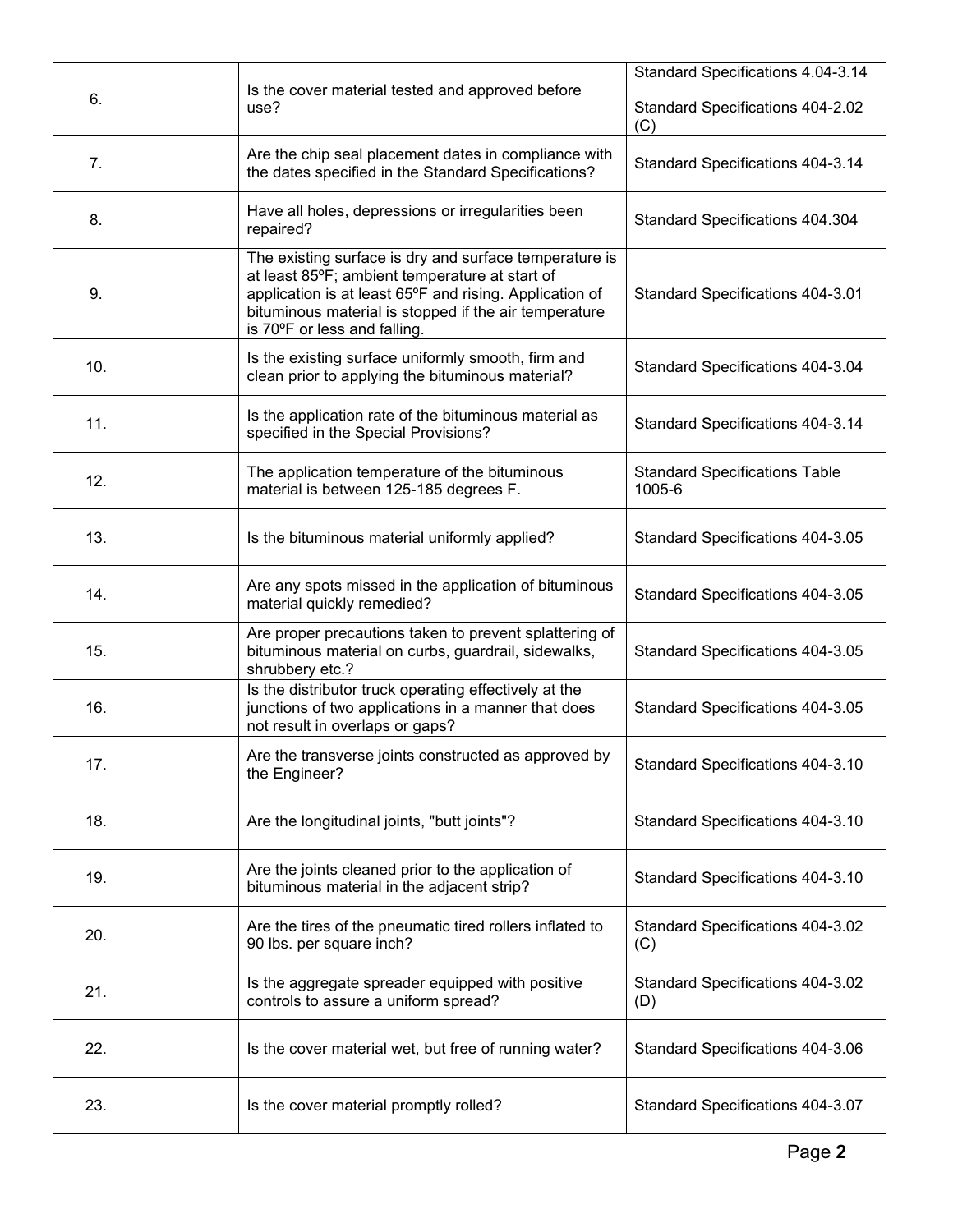| | | | |
|---|---|---|---|
| 6. | | Is the cover material tested and approved before use? | Standard Specifications 4.04-3.14<br><br>Standard Specifications 404-2.02 (C) |
| 7. | | Are the chip seal placement dates in compliance with the dates specified in the Standard Specifications? | Standard Specifications 404-3.14 |
| 8. | | Have all holes, depressions or irregularities been repaired? | Standard Specifications 404.304 |
| 9. | | The existing surface is dry and surface temperature is at least 85ºF; ambient temperature at start of application is at least 65ºF and rising. Application of bituminous material is stopped if the air temperature is 70ºF or less and falling. | Standard Specifications 404-3.01 |
| 10. | | Is the existing surface uniformly smooth, firm and clean prior to applying the bituminous material? | Standard Specifications 404-3.04 |
| 11. | | Is the application rate of the bituminous material as specified in the Special Provisions? | Standard Specifications 404-3.14 |
| 12. | | The application temperature of the bituminous material is between 125-185 degrees F. | Standard Specifications Table 1005-6 |
| 13. | | Is the bituminous material uniformly applied? | Standard Specifications 404-3.05 |
| 14. | | Are any spots missed in the application of bituminous material quickly remedied? | Standard Specifications 404-3.05 |
| 15. | | Are proper precautions taken to prevent splattering of bituminous material on curbs, guardrail, sidewalks, shrubbery etc.? | Standard Specifications 404-3.05 |
| 16. | | Is the distributor truck operating effectively at the junctions of two applications in a manner that does not result in overlaps or gaps? | Standard Specifications 404-3.05 |
| 17. | | Are the transverse joints constructed as approved by the Engineer? | Standard Specifications 404-3.10 |
| 18. | | Are the longitudinal joints, "butt joints"? | Standard Specifications 404-3.10 |
| 19. | | Are the joints cleaned prior to the application of bituminous material in the adjacent strip? | Standard Specifications 404-3.10 |
| 20. | | Are the tires of the pneumatic tired rollers inflated to 90 lbs. per square inch? | Standard Specifications 404-3.02 (C) |
| 21. | | Is the aggregate spreader equipped with positive controls to assure a uniform spread? | Standard Specifications 404-3.02 (D) |
| 22. | | Is the cover material wet, but free of running water? | Standard Specifications 404-3.06 |
| 23. | | Is the cover material promptly rolled? | Standard Specifications 404-3.07 |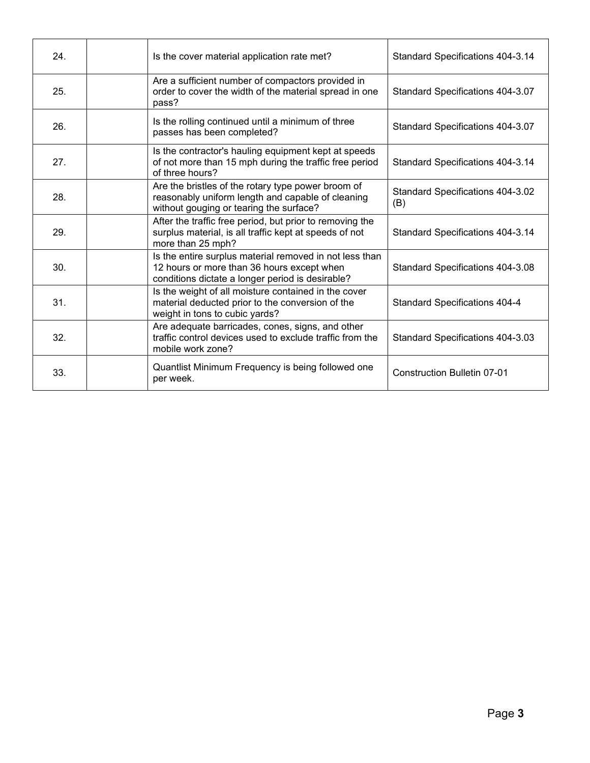| | | | |
|---|---|---|---|
| 24. | | Is the cover material application rate met? | Standard Specifications 404-3.14 |
| 25. | | Are a sufficient number of compactors provided in order to cover the width of the material spread in one pass? | Standard Specifications 404-3.07 |
| 26. | | Is the rolling continued until a minimum of three passes has been completed? | Standard Specifications 404-3.07 |
| 27. | | Is the contractor's hauling equipment kept at speeds of not more than 15 mph during the traffic free period of three hours? | Standard Specifications 404-3.14 |
| 28. | | Are the bristles of the rotary type power broom of reasonably uniform length and capable of cleaning without gouging or tearing the surface? | Standard Specifications 404-3.02 (B) |
| 29. | | After the traffic free period, but prior to removing the surplus material, is all traffic kept at speeds of not more than 25 mph? | Standard Specifications 404-3.14 |
| 30. | | Is the entire surplus material removed in not less than 12 hours or more than 36 hours except when conditions dictate a longer period is desirable? | Standard Specifications 404-3.08 |
| 31. | | Is the weight of all moisture contained in the cover material deducted prior to the conversion of the weight in tons to cubic yards? | Standard Specifications 404-4 |
| 32. | | Are adequate barricades, cones, signs, and other traffic control devices used to exclude traffic from the mobile work zone? | Standard Specifications 404-3.03 |
| 33. | | Quantlist Minimum Frequency is being followed one per week. | Construction Bulletin 07-01 |